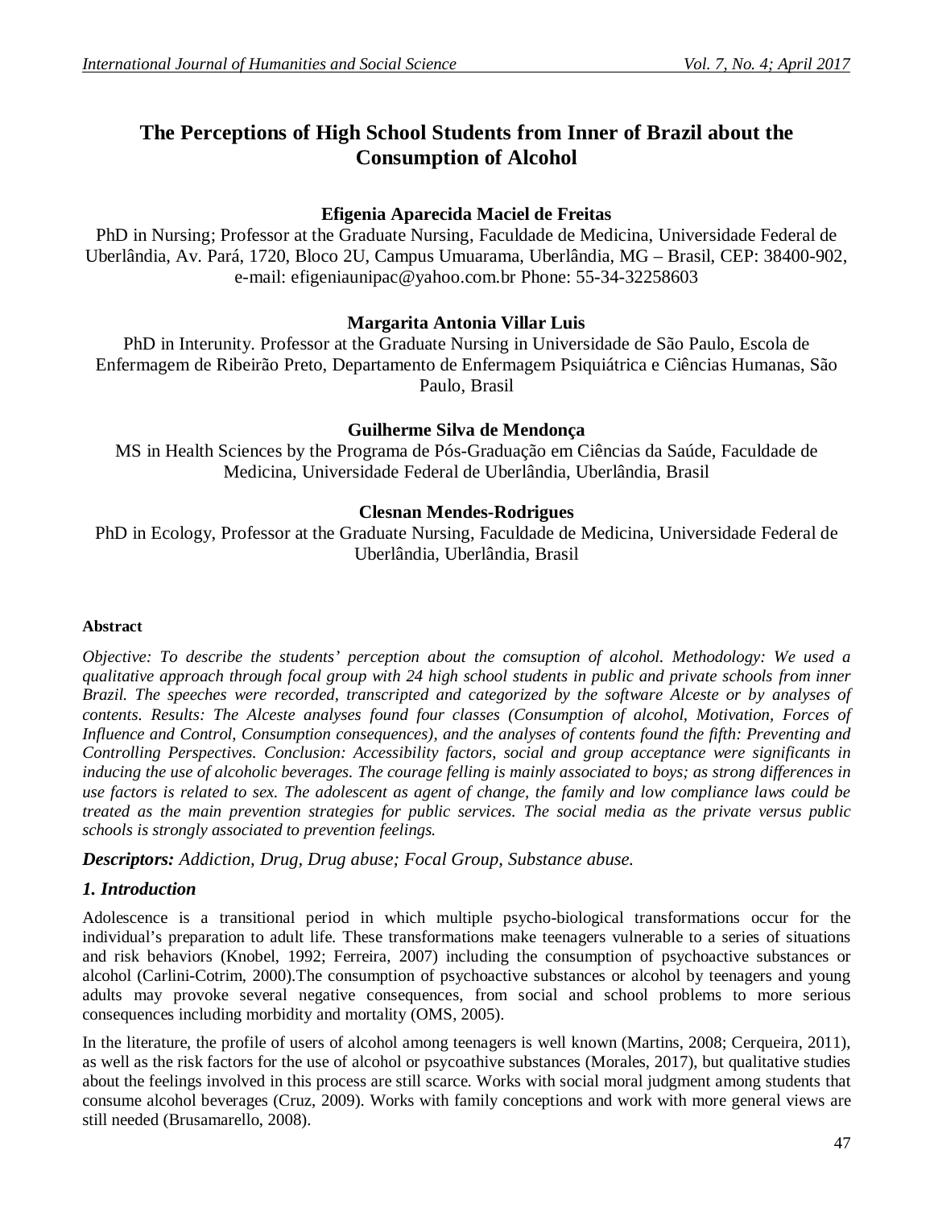# The Perceptions of High School Students from Inner of Brazil about the Consumption of Alcohol

**Efigenia Aparecida Maciel de Freitas**

PhD in Nursing; Professor at the Graduate Nursing, Faculdade de Medicina, Universidade Federal de Uberlândia, Av. Pará, 1720, Bloco 2U, Campus Umuarama, Uberlândia, MG – Brasil, CEP: 38400-902, e-mail: efigeniaunipac@yahoo.com.br Phone: 55-34-32258603

**Margarita Antonia Villar Luis**

PhD in Interunity. Professor at the Graduate Nursing in Universidade de São Paulo, Escola de Enfermagem de Ribeirão Preto, Departamento de Enfermagem Psiquiátrica e Ciências Humanas, São Paulo, Brasil

**Guilherme Silva de Mendonça**

MS in Health Sciences by the Programa de Pós-Graduação em Ciências da Saúde, Faculdade de Medicina, Universidade Federal de Uberlândia, Uberlândia, Brasil

**Clesnan Mendes-Rodrigues**

PhD in Ecology, Professor at the Graduate Nursing, Faculdade de Medicina, Universidade Federal de Uberlândia, Uberlândia, Brasil

**Abstract**

*Objective: To describe the students' perception about the comsuption of alcohol. Methodology: We used a qualitative approach through focal group with 24 high school students in public and private schools from inner Brazil. The speeches were recorded, transcripted and categorized by the software Alceste or by analyses of contents. Results: The Alceste analyses found four classes (Consumption of alcohol, Motivation, Forces of Influence and Control, Consumption consequences), and the analyses of contents found the fifth: Preventing and Controlling Perspectives. Conclusion: Accessibility factors, social and group acceptance were significants in inducing the use of alcoholic beverages. The courage felling is mainly associated to boys; as strong differences in use factors is related to sex. The adolescent as agent of change, the family and low compliance laws could be treated as the main prevention strategies for public services. The social media as the private versus public schools is strongly associated to prevention feelings.*

***Descriptors:*** *Addiction, Drug, Drug abuse; Focal Group, Substance abuse.*

## *1. Introduction*

Adolescence is a transitional period in which multiple psycho-biological transformations occur for the individual's preparation to adult life. These transformations make teenagers vulnerable to a series of situations and risk behaviors (Knobel, 1992; Ferreira, 2007) including the consumption of psychoactive substances or alcohol (Carlini-Cotrim, 2000).The consumption of psychoactive substances or alcohol by teenagers and young adults may provoke several negative consequences, from social and school problems to more serious consequences including morbidity and mortality (OMS, 2005).

In the literature, the profile of users of alcohol among teenagers is well known (Martins, 2008; Cerqueira, 2011), as well as the risk factors for the use of alcohol or psycoathive substances (Morales, 2017), but qualitative studies about the feelings involved in this process are still scarce. Works with social moral judgment among students that consume alcohol beverages (Cruz, 2009). Works with family conceptions and work with more general views are still needed (Brusamarello, 2008).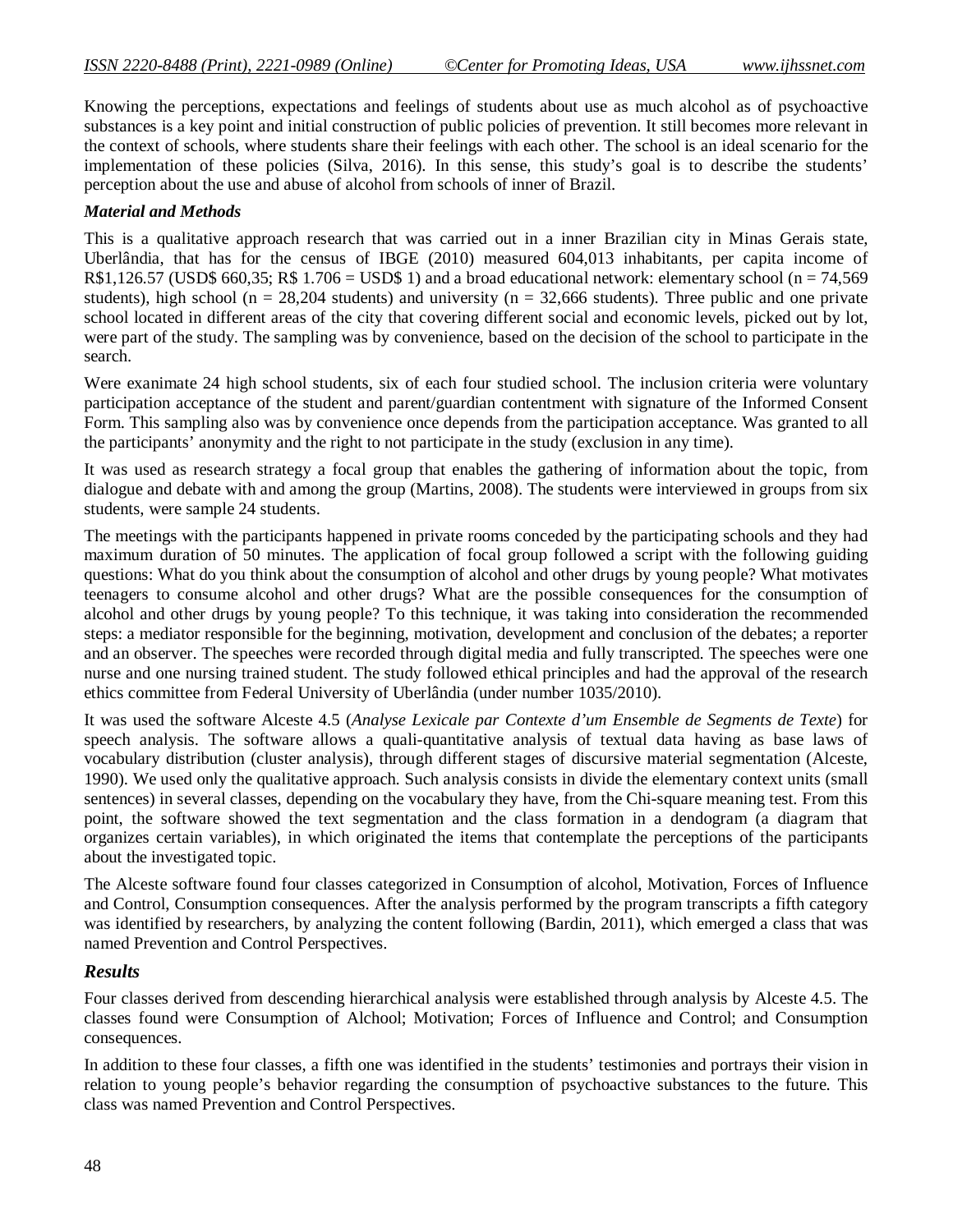Knowing the perceptions, expectations and feelings of students about use as much alcohol as of psychoactive substances is a key point and initial construction of public policies of prevention. It still becomes more relevant in the context of schools, where students share their feelings with each other. The school is an ideal scenario for the implementation of these policies (Silva, 2016). In this sense, this study's goal is to describe the students' perception about the use and abuse of alcohol from schools of inner of Brazil.

### *Material and Methods*

This is a qualitative approach research that was carried out in a inner Brazilian city in Minas Gerais state, Uberlândia, that has for the census of IBGE (2010) measured 604,013 inhabitants, per capita income of R$1,126.57 (USD$ 660,35; R$ 1.706 = USD$ 1) and a broad educational network: elementary school (n = 74,569 students), high school (n = 28,204 students) and university (n = 32,666 students). Three public and one private school located in different areas of the city that covering different social and economic levels, picked out by lot, were part of the study. The sampling was by convenience, based on the decision of the school to participate in the search.

Were exanimate 24 high school students, six of each four studied school. The inclusion criteria were voluntary participation acceptance of the student and parent/guardian contentment with signature of the Informed Consent Form. This sampling also was by convenience once depends from the participation acceptance. Was granted to all the participants' anonymity and the right to not participate in the study (exclusion in any time).

It was used as research strategy a focal group that enables the gathering of information about the topic, from dialogue and debate with and among the group (Martins, 2008). The students were interviewed in groups from six students, were sample 24 students.

The meetings with the participants happened in private rooms conceded by the participating schools and they had maximum duration of 50 minutes. The application of focal group followed a script with the following guiding questions: What do you think about the consumption of alcohol and other drugs by young people? What motivates teenagers to consume alcohol and other drugs? What are the possible consequences for the consumption of alcohol and other drugs by young people? To this technique, it was taking into consideration the recommended steps: a mediator responsible for the beginning, motivation, development and conclusion of the debates; a reporter and an observer. The speeches were recorded through digital media and fully transcripted. The speeches were one nurse and one nursing trained student. The study followed ethical principles and had the approval of the research ethics committee from Federal University of Uberlândia (under number 1035/2010).

It was used the software Alceste 4.5 (*Analyse Lexicale par Contexte d'um Ensemble de Segments de Texte*) for speech analysis. The software allows a quali-quantitative analysis of textual data having as base laws of vocabulary distribution (cluster analysis), through different stages of discursive material segmentation (Alceste, 1990). We used only the qualitative approach. Such analysis consists in divide the elementary context units (small sentences) in several classes, depending on the vocabulary they have, from the Chi-square meaning test. From this point, the software showed the text segmentation and the class formation in a dendogram (a diagram that organizes certain variables), in which originated the items that contemplate the perceptions of the participants about the investigated topic.

The Alceste software found four classes categorized in Consumption of alcohol, Motivation, Forces of Influence and Control, Consumption consequences. After the analysis performed by the program transcripts a fifth category was identified by researchers, by analyzing the content following (Bardin, 2011), which emerged a class that was named Prevention and Control Perspectives.

## *Results*

Four classes derived from descending hierarchical analysis were established through analysis by Alceste 4.5. The classes found were Consumption of Alchool; Motivation; Forces of Influence and Control; and Consumption consequences.

In addition to these four classes, a fifth one was identified in the students' testimonies and portrays their vision in relation to young people's behavior regarding the consumption of psychoactive substances to the future. This class was named Prevention and Control Perspectives.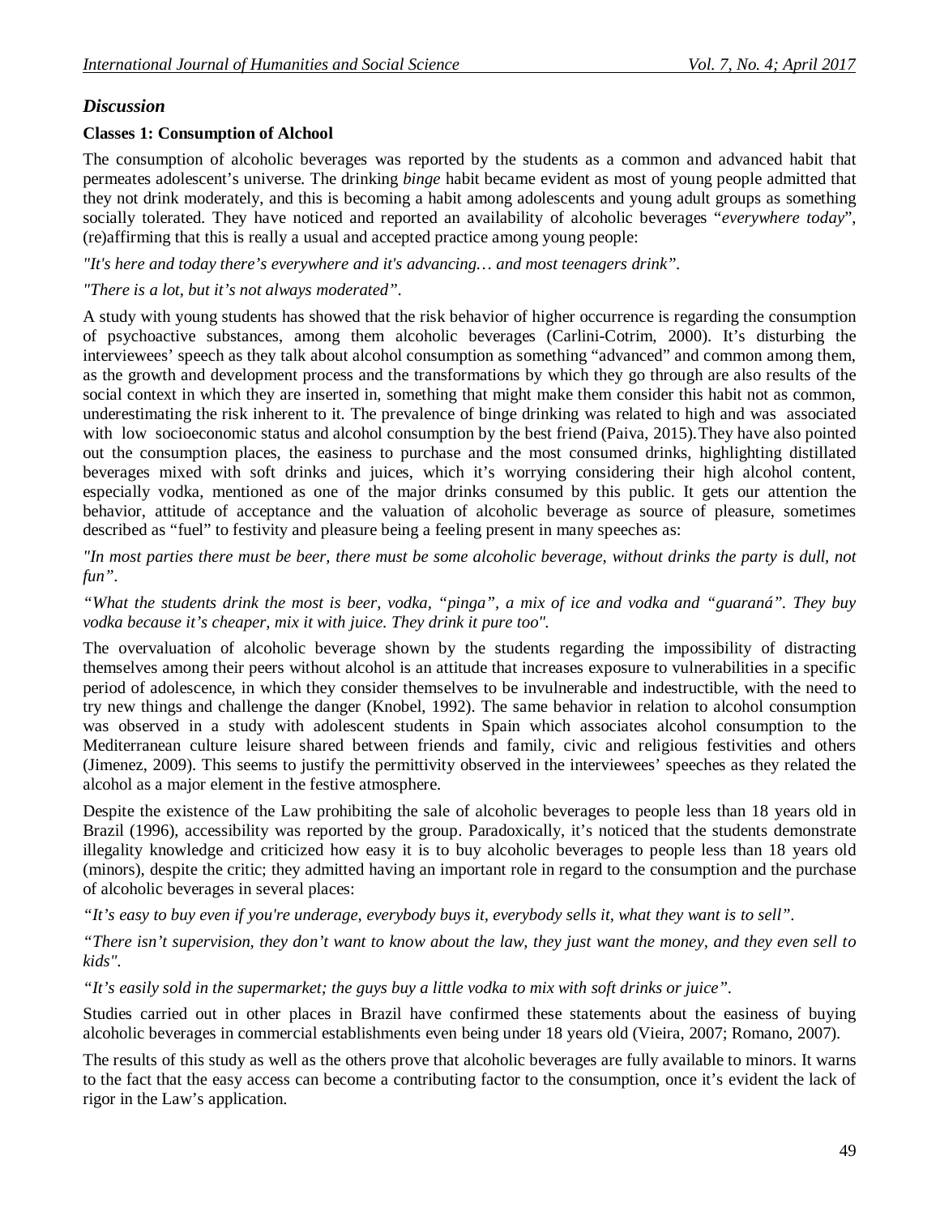## *Discussion*

### Classes 1: Consumption of Alchool

The consumption of alcoholic beverages was reported by the students as a common and advanced habit that permeates adolescent's universe. The drinking *binge* habit became evident as most of young people admitted that they not drink moderately, and this is becoming a habit among adolescents and young adult groups as something socially tolerated. They have noticed and reported an availability of alcoholic beverages "*everywhere today*", (re)affirming that this is really a usual and accepted practice among young people:

*"It's here and today there's everywhere and it's advancing… and most teenagers drink".*

*"There is a lot, but it's not always moderated".*

A study with young students has showed that the risk behavior of higher occurrence is regarding the consumption of psychoactive substances, among them alcoholic beverages (Carlini-Cotrim, 2000). It's disturbing the interviewees' speech as they talk about alcohol consumption as something "advanced" and common among them, as the growth and development process and the transformations by which they go through are also results of the social context in which they are inserted in, something that might make them consider this habit not as common, underestimating the risk inherent to it. The prevalence of binge drinking was related to high and was associated with low socioeconomic status and alcohol consumption by the best friend (Paiva, 2015). They have also pointed out the consumption places, the easiness to purchase and the most consumed drinks, highlighting distillated beverages mixed with soft drinks and juices, which it's worrying considering their high alcohol content, especially vodka, mentioned as one of the major drinks consumed by this public. It gets our attention the behavior, attitude of acceptance and the valuation of alcoholic beverage as source of pleasure, sometimes described as "fuel" to festivity and pleasure being a feeling present in many speeches as:

*"In most parties there must be beer, there must be some alcoholic beverage, without drinks the party is dull, not fun".*

*"What the students drink the most is beer, vodka, "pinga", a mix of ice and vodka and "guaraná". They buy vodka because it's cheaper, mix it with juice. They drink it pure too".*

The overvaluation of alcoholic beverage shown by the students regarding the impossibility of distracting themselves among their peers without alcohol is an attitude that increases exposure to vulnerabilities in a specific period of adolescence, in which they consider themselves to be invulnerable and indestructible, with the need to try new things and challenge the danger (Knobel, 1992). The same behavior in relation to alcohol consumption was observed in a study with adolescent students in Spain which associates alcohol consumption to the Mediterranean culture leisure shared between friends and family, civic and religious festivities and others (Jimenez, 2009). This seems to justify the permittivity observed in the interviewees' speeches as they related the alcohol as a major element in the festive atmosphere.

Despite the existence of the Law prohibiting the sale of alcoholic beverages to people less than 18 years old in Brazil (1996), accessibility was reported by the group. Paradoxically, it's noticed that the students demonstrate illegality knowledge and criticized how easy it is to buy alcoholic beverages to people less than 18 years old (minors), despite the critic; they admitted having an important role in regard to the consumption and the purchase of alcoholic beverages in several places:

*"It's easy to buy even if you're underage, everybody buys it, everybody sells it, what they want is to sell".*

*"There isn't supervision, they don't want to know about the law, they just want the money, and they even sell to kids".*

*"It's easily sold in the supermarket; the guys buy a little vodka to mix with soft drinks or juice".*

Studies carried out in other places in Brazil have confirmed these statements about the easiness of buying alcoholic beverages in commercial establishments even being under 18 years old (Vieira, 2007; Romano, 2007).

The results of this study as well as the others prove that alcoholic beverages are fully available to minors. It warns to the fact that the easy access can become a contributing factor to the consumption, once it's evident the lack of rigor in the Law's application.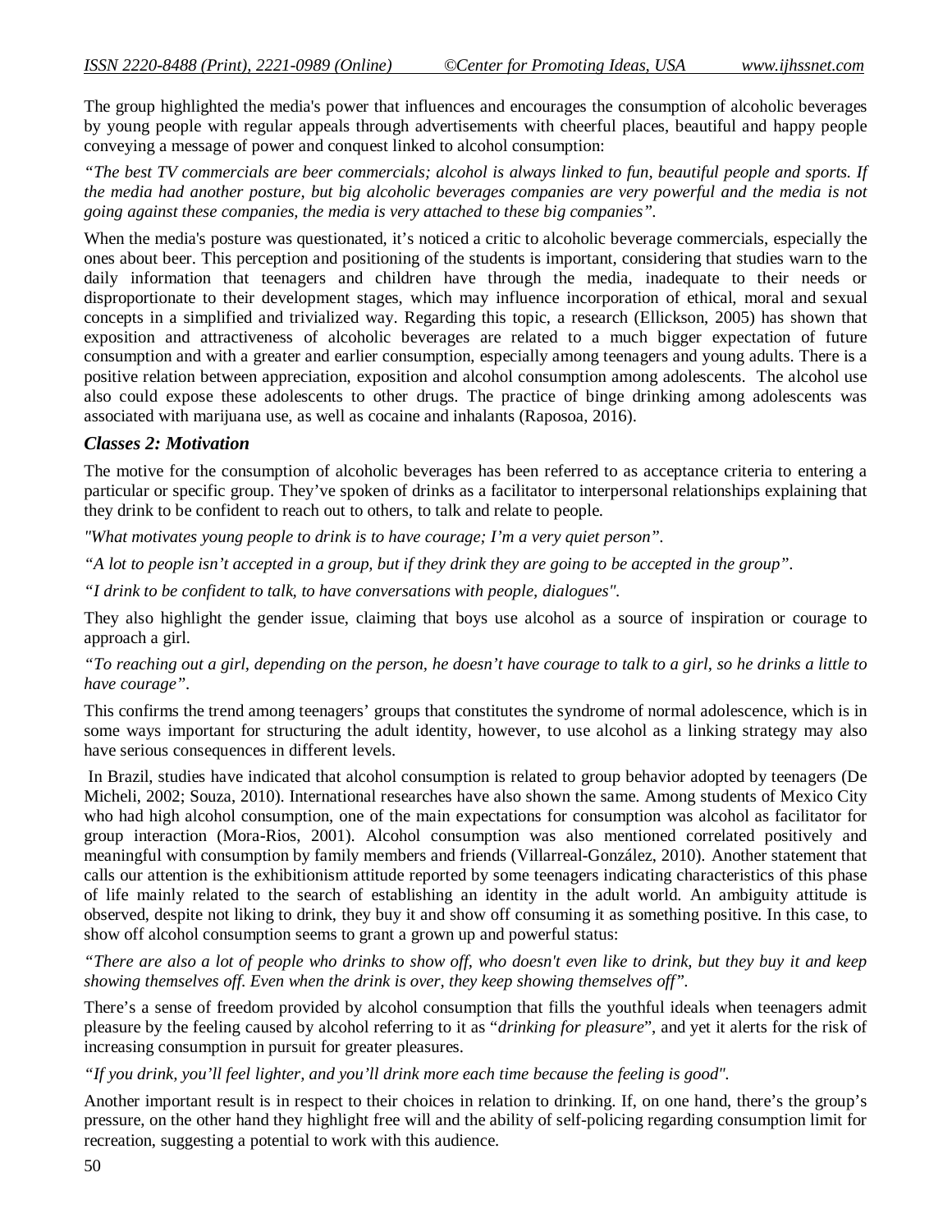The group highlighted the media's power that influences and encourages the consumption of alcoholic beverages by young people with regular appeals through advertisements with cheerful places, beautiful and happy people conveying a message of power and conquest linked to alcohol consumption:

*"The best TV commercials are beer commercials; alcohol is always linked to fun, beautiful people and sports. If the media had another posture, but big alcoholic beverages companies are very powerful and the media is not going against these companies, the media is very attached to these big companies".*

When the media's posture was questionated, it's noticed a critic to alcoholic beverage commercials, especially the ones about beer. This perception and positioning of the students is important, considering that studies warn to the daily information that teenagers and children have through the media, inadequate to their needs or disproportionate to their development stages, which may influence incorporation of ethical, moral and sexual concepts in a simplified and trivialized way. Regarding this topic, a research (Ellickson, 2005) has shown that exposition and attractiveness of alcoholic beverages are related to a much bigger expectation of future consumption and with a greater and earlier consumption, especially among teenagers and young adults. There is a positive relation between appreciation, exposition and alcohol consumption among adolescents. The alcohol use also could expose these adolescents to other drugs. The practice of binge drinking among adolescents was associated with marijuana use, as well as cocaine and inhalants (Raposoa, 2016).

### *Classes 2: Motivation*

The motive for the consumption of alcoholic beverages has been referred to as acceptance criteria to entering a particular or specific group. They've spoken of drinks as a facilitator to interpersonal relationships explaining that they drink to be confident to reach out to others, to talk and relate to people.

*"What motivates young people to drink is to have courage; I'm a very quiet person".*

*"A lot to people isn't accepted in a group, but if they drink they are going to be accepted in the group".*

*"I drink to be confident to talk, to have conversations with people, dialogues".*

They also highlight the gender issue, claiming that boys use alcohol as a source of inspiration or courage to approach a girl.

*"To reaching out a girl, depending on the person, he doesn't have courage to talk to a girl, so he drinks a little to have courage".*

This confirms the trend among teenagers' groups that constitutes the syndrome of normal adolescence, which is in some ways important for structuring the adult identity, however, to use alcohol as a linking strategy may also have serious consequences in different levels.

In Brazil, studies have indicated that alcohol consumption is related to group behavior adopted by teenagers (De Micheli, 2002; Souza, 2010). International researches have also shown the same. Among students of Mexico City who had high alcohol consumption, one of the main expectations for consumption was alcohol as facilitator for group interaction (Mora-Rios, 2001). Alcohol consumption was also mentioned correlated positively and meaningful with consumption by family members and friends (Villarreal-González, 2010). Another statement that calls our attention is the exhibitionism attitude reported by some teenagers indicating characteristics of this phase of life mainly related to the search of establishing an identity in the adult world. An ambiguity attitude is observed, despite not liking to drink, they buy it and show off consuming it as something positive. In this case, to show off alcohol consumption seems to grant a grown up and powerful status:

*"There are also a lot of people who drinks to show off, who doesn't even like to drink, but they buy it and keep showing themselves off. Even when the drink is over, they keep showing themselves off".*

There's a sense of freedom provided by alcohol consumption that fills the youthful ideals when teenagers admit pleasure by the feeling caused by alcohol referring to it as "*drinking for pleasure*", and yet it alerts for the risk of increasing consumption in pursuit for greater pleasures.

*"If you drink, you'll feel lighter, and you'll drink more each time because the feeling is good".*

Another important result is in respect to their choices in relation to drinking. If, on one hand, there's the group's pressure, on the other hand they highlight free will and the ability of self-policing regarding consumption limit for recreation, suggesting a potential to work with this audience.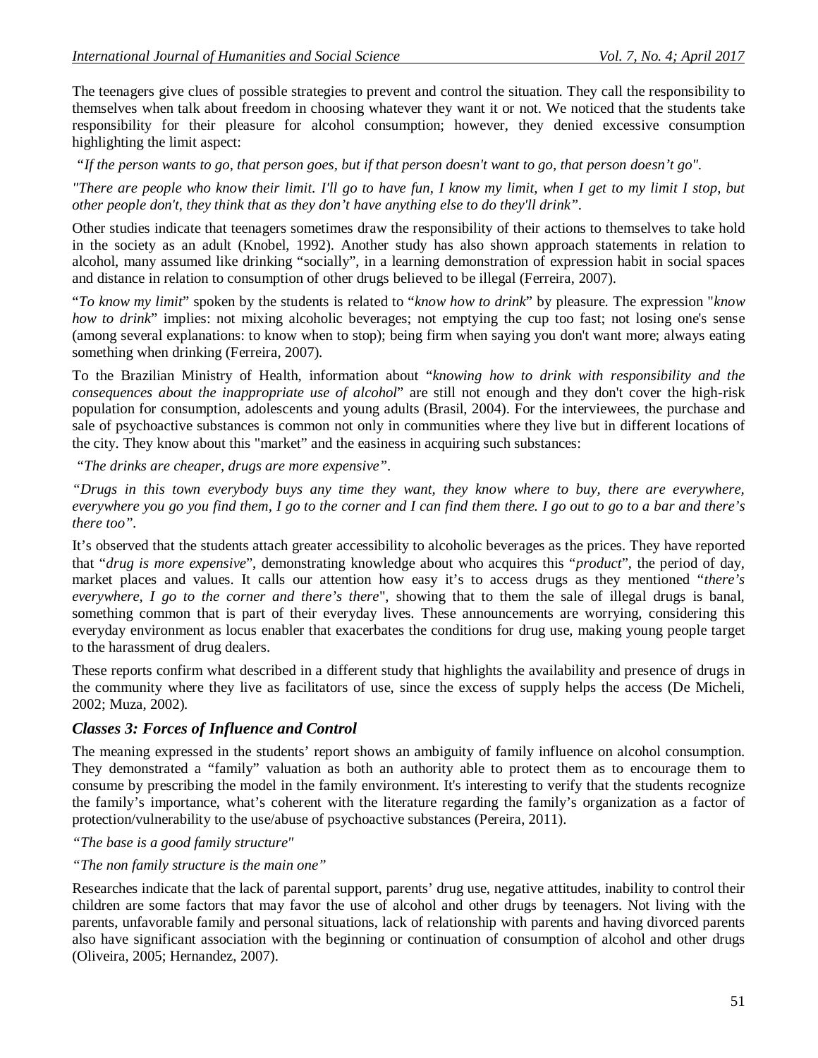The teenagers give clues of possible strategies to prevent and control the situation. They call the responsibility to themselves when talk about freedom in choosing whatever they want it or not. We noticed that the students take responsibility for their pleasure for alcohol consumption; however, they denied excessive consumption highlighting the limit aspect:

*"If the person wants to go, that person goes, but if that person doesn't want to go, that person doesn't go".*

*"There are people who know their limit. I'll go to have fun, I know my limit, when I get to my limit I stop, but other people don't, they think that as they don't have anything else to do they'll drink".*

Other studies indicate that teenagers sometimes draw the responsibility of their actions to themselves to take hold in the society as an adult (Knobel, 1992). Another study has also shown approach statements in relation to alcohol, many assumed like drinking "socially", in a learning demonstration of expression habit in social spaces and distance in relation to consumption of other drugs believed to be illegal (Ferreira, 2007).

"*To know my limit*" spoken by the students is related to "*know how to drink*" by pleasure. The expression "*know how to drink*" implies: not mixing alcoholic beverages; not emptying the cup too fast; not losing one's sense (among several explanations: to know when to stop); being firm when saying you don't want more; always eating something when drinking (Ferreira, 2007).

To the Brazilian Ministry of Health, information about "*knowing how to drink with responsibility and the consequences about the inappropriate use of alcohol*" are still not enough and they don't cover the high-risk population for consumption, adolescents and young adults (Brasil, 2004). For the interviewees, the purchase and sale of psychoactive substances is common not only in communities where they live but in different locations of the city. They know about this "market" and the easiness in acquiring such substances:

*"The drinks are cheaper, drugs are more expensive".*

*"Drugs in this town everybody buys any time they want, they know where to buy, there are everywhere, everywhere you go you find them, I go to the corner and I can find them there. I go out to go to a bar and there's there too".*

It's observed that the students attach greater accessibility to alcoholic beverages as the prices. They have reported that "*drug is more expensive*", demonstrating knowledge about who acquires this "*product*", the period of day, market places and values. It calls our attention how easy it's to access drugs as they mentioned "*there's everywhere, I go to the corner and there's there*", showing that to them the sale of illegal drugs is banal, something common that is part of their everyday lives. These announcements are worrying, considering this everyday environment as locus enabler that exacerbates the conditions for drug use, making young people target to the harassment of drug dealers.

These reports confirm what described in a different study that highlights the availability and presence of drugs in the community where they live as facilitators of use, since the excess of supply helps the access (De Micheli, 2002; Muza, 2002).

### *Classes 3: Forces of Influence and Control*

The meaning expressed in the students' report shows an ambiguity of family influence on alcohol consumption. They demonstrated a "family" valuation as both an authority able to protect them as to encourage them to consume by prescribing the model in the family environment. It's interesting to verify that the students recognize the family's importance, what's coherent with the literature regarding the family's organization as a factor of protection/vulnerability to the use/abuse of psychoactive substances (Pereira, 2011).

*"The base is a good family structure"*

*"The non family structure is the main one"*

Researches indicate that the lack of parental support, parents' drug use, negative attitudes, inability to control their children are some factors that may favor the use of alcohol and other drugs by teenagers. Not living with the parents, unfavorable family and personal situations, lack of relationship with parents and having divorced parents also have significant association with the beginning or continuation of consumption of alcohol and other drugs (Oliveira, 2005; Hernandez, 2007).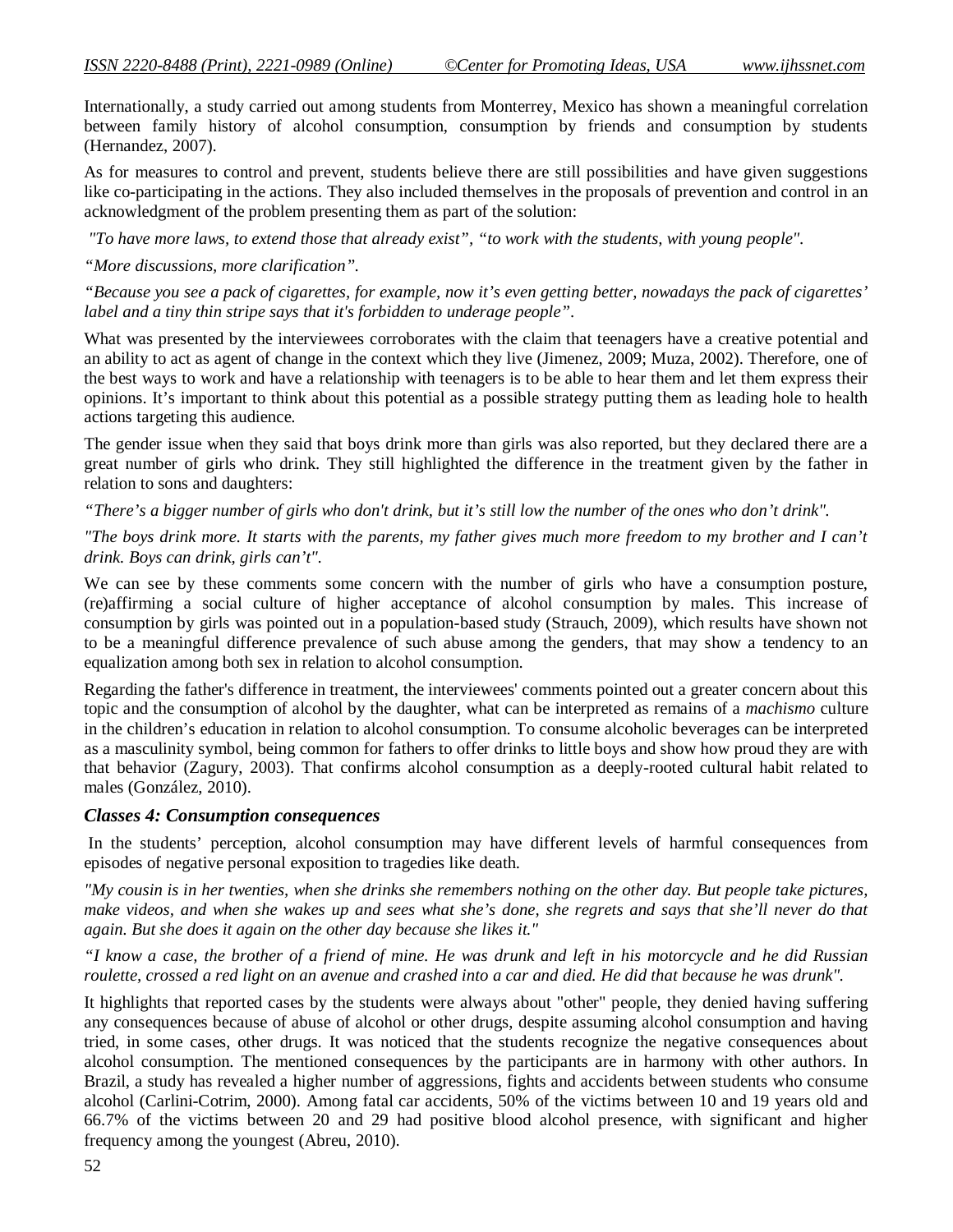Internationally, a study carried out among students from Monterrey, Mexico has shown a meaningful correlation between family history of alcohol consumption, consumption by friends and consumption by students (Hernandez, 2007).

As for measures to control and prevent, students believe there are still possibilities and have given suggestions like co-participating in the actions. They also included themselves in the proposals of prevention and control in an acknowledgment of the problem presenting them as part of the solution:

*"To have more laws, to extend those that already exist", "to work with the students, with young people".*

*"More discussions, more clarification".*

*"Because you see a pack of cigarettes, for example, now it's even getting better, nowadays the pack of cigarettes' label and a tiny thin stripe says that it's forbidden to underage people".*

What was presented by the interviewees corroborates with the claim that teenagers have a creative potential and an ability to act as agent of change in the context which they live (Jimenez, 2009; Muza, 2002). Therefore, one of the best ways to work and have a relationship with teenagers is to be able to hear them and let them express their opinions. It's important to think about this potential as a possible strategy putting them as leading hole to health actions targeting this audience.

The gender issue when they said that boys drink more than girls was also reported, but they declared there are a great number of girls who drink. They still highlighted the difference in the treatment given by the father in relation to sons and daughters:

*"There's a bigger number of girls who don't drink, but it's still low the number of the ones who don't drink".*

*"The boys drink more. It starts with the parents, my father gives much more freedom to my brother and I can't drink. Boys can drink, girls can't".*

We can see by these comments some concern with the number of girls who have a consumption posture, (re)affirming a social culture of higher acceptance of alcohol consumption by males. This increase of consumption by girls was pointed out in a population-based study (Strauch, 2009), which results have shown not to be a meaningful difference prevalence of such abuse among the genders, that may show a tendency to an equalization among both sex in relation to alcohol consumption.

Regarding the father's difference in treatment, the interviewees' comments pointed out a greater concern about this topic and the consumption of alcohol by the daughter, what can be interpreted as remains of a *machismo* culture in the children's education in relation to alcohol consumption. To consume alcoholic beverages can be interpreted as a masculinity symbol, being common for fathers to offer drinks to little boys and show how proud they are with that behavior (Zagury, 2003). That confirms alcohol consumption as a deeply-rooted cultural habit related to males (González, 2010).

### *Classes 4: Consumption consequences*

In the students' perception, alcohol consumption may have different levels of harmful consequences from episodes of negative personal exposition to tragedies like death.

*"My cousin is in her twenties, when she drinks she remembers nothing on the other day. But people take pictures, make videos, and when she wakes up and sees what she's done, she regrets and says that she'll never do that again. But she does it again on the other day because she likes it."*

*"I know a case, the brother of a friend of mine. He was drunk and left in his motorcycle and he did Russian roulette, crossed a red light on an avenue and crashed into a car and died. He did that because he was drunk".*

It highlights that reported cases by the students were always about "other" people, they denied having suffering any consequences because of abuse of alcohol or other drugs, despite assuming alcohol consumption and having tried, in some cases, other drugs. It was noticed that the students recognize the negative consequences about alcohol consumption. The mentioned consequences by the participants are in harmony with other authors. In Brazil, a study has revealed a higher number of aggressions, fights and accidents between students who consume alcohol (Carlini-Cotrim, 2000). Among fatal car accidents, 50% of the victims between 10 and 19 years old and 66.7% of the victims between 20 and 29 had positive blood alcohol presence, with significant and higher frequency among the youngest (Abreu, 2010).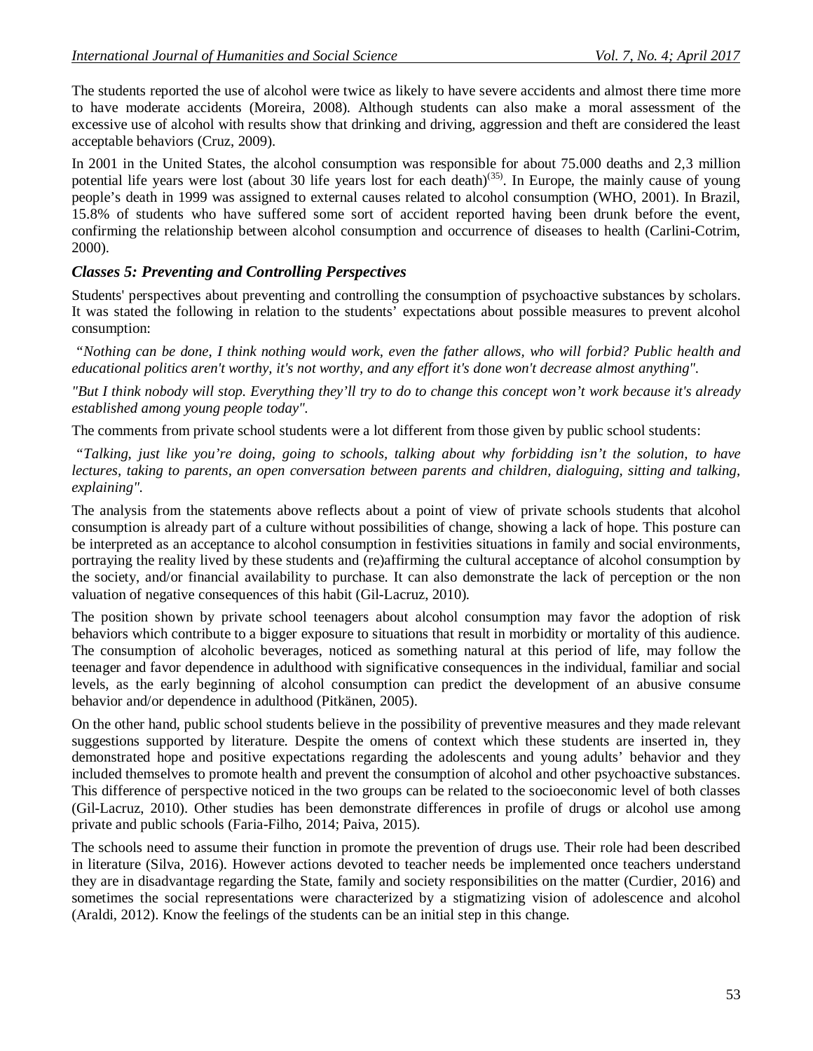The students reported the use of alcohol were twice as likely to have severe accidents and almost there time more to have moderate accidents (Moreira, 2008). Although students can also make a moral assessment of the excessive use of alcohol with results show that drinking and driving, aggression and theft are considered the least acceptable behaviors (Cruz, 2009).

In 2001 in the United States, the alcohol consumption was responsible for about 75.000 deaths and 2,3 million potential life years were lost (about 30 life years lost for each death)[(35)]. In Europe, the mainly cause of young people's death in 1999 was assigned to external causes related to alcohol consumption (WHO, 2001). In Brazil, 15.8% of students who have suffered some sort of accident reported having been drunk before the event, confirming the relationship between alcohol consumption and occurrence of diseases to health (Carlini-Cotrim, 2000).

### *Classes 5: Preventing and Controlling Perspectives*

Students' perspectives about preventing and controlling the consumption of psychoactive substances by scholars. It was stated the following in relation to the students' expectations about possible measures to prevent alcohol consumption:

*"Nothing can be done, I think nothing would work, even the father allows, who will forbid? Public health and educational politics aren't worthy, it's not worthy, and any effort it's done won't decrease almost anything".*

*"But I think nobody will stop. Everything they'll try to do to change this concept won't work because it's already established among young people today".*

The comments from private school students were a lot different from those given by public school students:

*"Talking, just like you're doing, going to schools, talking about why forbidding isn't the solution, to have lectures, taking to parents, an open conversation between parents and children, dialoguing, sitting and talking, explaining".*

The analysis from the statements above reflects about a point of view of private schools students that alcohol consumption is already part of a culture without possibilities of change, showing a lack of hope. This posture can be interpreted as an acceptance to alcohol consumption in festivities situations in family and social environments, portraying the reality lived by these students and (re)affirming the cultural acceptance of alcohol consumption by the society, and/or financial availability to purchase. It can also demonstrate the lack of perception or the non valuation of negative consequences of this habit (Gil-Lacruz, 2010).

The position shown by private school teenagers about alcohol consumption may favor the adoption of risk behaviors which contribute to a bigger exposure to situations that result in morbidity or mortality of this audience. The consumption of alcoholic beverages, noticed as something natural at this period of life, may follow the teenager and favor dependence in adulthood with significative consequences in the individual, familiar and social levels, as the early beginning of alcohol consumption can predict the development of an abusive consume behavior and/or dependence in adulthood (Pitkänen, 2005).

On the other hand, public school students believe in the possibility of preventive measures and they made relevant suggestions supported by literature. Despite the omens of context which these students are inserted in, they demonstrated hope and positive expectations regarding the adolescents and young adults' behavior and they included themselves to promote health and prevent the consumption of alcohol and other psychoactive substances. This difference of perspective noticed in the two groups can be related to the socioeconomic level of both classes (Gil-Lacruz, 2010). Other studies has been demonstrate differences in profile of drugs or alcohol use among private and public schools (Faria-Filho, 2014; Paiva, 2015).

The schools need to assume their function in promote the prevention of drugs use. Their role had been described in literature (Silva, 2016). However actions devoted to teacher needs be implemented once teachers understand they are in disadvantage regarding the State, family and society responsibilities on the matter (Curdier, 2016) and sometimes the social representations were characterized by a stigmatizing vision of adolescence and alcohol (Araldi, 2012). Know the feelings of the students can be an initial step in this change.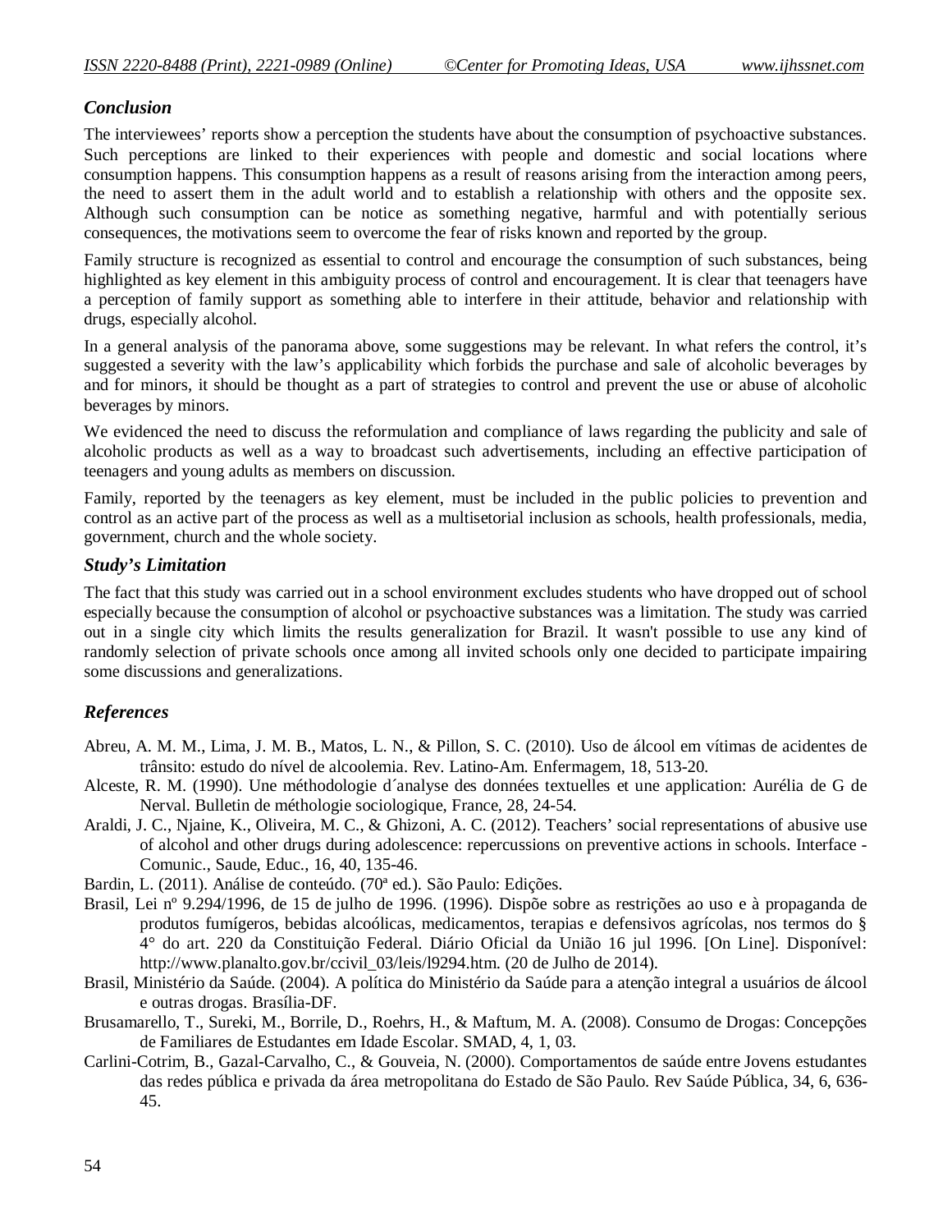### *Conclusion*

The interviewees' reports show a perception the students have about the consumption of psychoactive substances. Such perceptions are linked to their experiences with people and domestic and social locations where consumption happens. This consumption happens as a result of reasons arising from the interaction among peers, the need to assert them in the adult world and to establish a relationship with others and the opposite sex. Although such consumption can be notice as something negative, harmful and with potentially serious consequences, the motivations seem to overcome the fear of risks known and reported by the group.

Family structure is recognized as essential to control and encourage the consumption of such substances, being highlighted as key element in this ambiguity process of control and encouragement. It is clear that teenagers have a perception of family support as something able to interfere in their attitude, behavior and relationship with drugs, especially alcohol.

In a general analysis of the panorama above, some suggestions may be relevant. In what refers the control, it's suggested a severity with the law's applicability which forbids the purchase and sale of alcoholic beverages by and for minors, it should be thought as a part of strategies to control and prevent the use or abuse of alcoholic beverages by minors.

We evidenced the need to discuss the reformulation and compliance of laws regarding the publicity and sale of alcoholic products as well as a way to broadcast such advertisements, including an effective participation of teenagers and young adults as members on discussion.

Family, reported by the teenagers as key element, must be included in the public policies to prevention and control as an active part of the process as well as a multisetorial inclusion as schools, health professionals, media, government, church and the whole society.

### *Study's Limitation*

The fact that this study was carried out in a school environment excludes students who have dropped out of school especially because the consumption of alcohol or psychoactive substances was a limitation. The study was carried out in a single city which limits the results generalization for Brazil. It wasn't possible to use any kind of randomly selection of private schools once among all invited schools only one decided to participate impairing some discussions and generalizations.

### *References*

Abreu, A. M. M., Lima, J. M. B., Matos, L. N., & Pillon, S. C. (2010). Uso de álcool em vítimas de acidentes de trânsito: estudo do nível de alcoolemia. Rev. Latino-Am. Enfermagem, 18, 513-20.

Alceste, R. M. (1990). Une méthodologie d´analyse des données textuelles et une application: Aurélia de G de Nerval. Bulletin de méthologie sociologique, France, 28, 24-54.

Araldi, J. C., Njaine, K., Oliveira, M. C., & Ghizoni, A. C. (2012). Teachers' social representations of abusive use of alcohol and other drugs during adolescence: repercussions on preventive actions in schools. Interface - Comunic., Saude, Educ., 16, 40, 135-46.

Bardin, L. (2011). Análise de conteúdo. (70ª ed.). São Paulo: Edições.

Brasil, Lei nº 9.294/1996, de 15 de julho de 1996. (1996). Dispõe sobre as restrições ao uso e à propaganda de produtos fumígeros, bebidas alcoólicas, medicamentos, terapias e defensivos agrícolas, nos termos do § 4° do art. 220 da Constituição Federal. Diário Oficial da União 16 jul 1996. [On Line]. Disponível: http://www.planalto.gov.br/ccivil_03/leis/l9294.htm. (20 de Julho de 2014).

Brasil, Ministério da Saúde. (2004). A política do Ministério da Saúde para a atenção integral a usuários de álcool e outras drogas. Brasília-DF.

Brusamarello, T., Sureki, M., Borrile, D., Roehrs, H., & Maftum, M. A. (2008). Consumo de Drogas: Concepções de Familiares de Estudantes em Idade Escolar. SMAD, 4, 1, 03.

Carlini-Cotrim, B., Gazal-Carvalho, C., & Gouveia, N. (2000). Comportamentos de saúde entre Jovens estudantes das redes pública e privada da área metropolitana do Estado de São Paulo. Rev Saúde Pública, 34, 6, 636-45.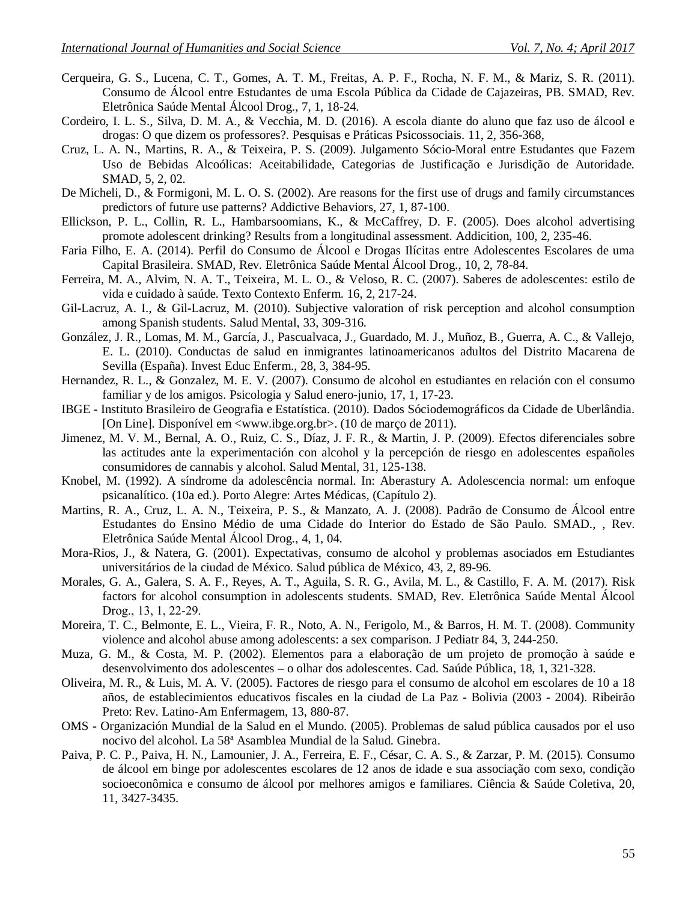Cerqueira, G. S., Lucena, C. T., Gomes, A. T. M., Freitas, A. P. F., Rocha, N. F. M., & Mariz, S. R. (2011). Consumo de Álcool entre Estudantes de uma Escola Pública da Cidade de Cajazeiras, PB. SMAD, Rev. Eletrônica Saúde Mental Álcool Drog., 7, 1, 18-24.

Cordeiro, I. L. S., Silva, D. M. A., & Vecchia, M. D. (2016). A escola diante do aluno que faz uso de álcool e drogas: O que dizem os professores?. Pesquisas e Práticas Psicossociais. 11, 2, 356-368,

Cruz, L. A. N., Martins, R. A., & Teixeira, P. S. (2009). Julgamento Sócio-Moral entre Estudantes que Fazem Uso de Bebidas Alcoólicas: Aceitabilidade, Categorias de Justificação e Jurisdição de Autoridade. SMAD, 5, 2, 02.

De Micheli, D., & Formigoni, M. L. O. S. (2002). Are reasons for the first use of drugs and family circumstances predictors of future use patterns? Addictive Behaviors, 27, 1, 87-100.

Ellickson, P. L., Collin, R. L., Hambarsoomians, K., & McCaffrey, D. F. (2005). Does alcohol advertising promote adolescent drinking? Results from a longitudinal assessment. Addicition, 100, 2, 235-46.

Faria Filho, E. A. (2014). Perfil do Consumo de Álcool e Drogas Ilícitas entre Adolescentes Escolares de uma Capital Brasileira. SMAD, Rev. Eletrônica Saúde Mental Álcool Drog., 10, 2, 78-84.

Ferreira, M. A., Alvim, N. A. T., Teixeira, M. L. O., & Veloso, R. C. (2007). Saberes de adolescentes: estilo de vida e cuidado à saúde. Texto Contexto Enferm. 16, 2, 217-24.

Gil-Lacruz, A. I., & Gil-Lacruz, M. (2010). Subjective valoration of risk perception and alcohol consumption among Spanish students. Salud Mental, 33, 309-316.

González, J. R., Lomas, M. M., García, J., Pascualvaca, J., Guardado, M. J., Muñoz, B., Guerra, A. C., & Vallejo, E. L. (2010). Conductas de salud en inmigrantes latinoamericanos adultos del Distrito Macarena de Sevilla (España). Invest Educ Enferm., 28, 3, 384-95.

Hernandez, R. L., & Gonzalez, M. E. V. (2007). Consumo de alcohol en estudiantes en relación con el consumo familiar y de los amigos. Psicologia y Salud enero-junio, 17, 1, 17-23.

IBGE - Instituto Brasileiro de Geografia e Estatística. (2010). Dados Sóciodemográficos da Cidade de Uberlândia. [On Line]. Disponível em <www.ibge.org.br>. (10 de março de 2011).

Jimenez, M. V. M., Bernal, A. O., Ruiz, C. S., Díaz, J. F. R., & Martin, J. P. (2009). Efectos diferenciales sobre las actitudes ante la experimentación con alcohol y la percepción de riesgo en adolescentes españoles consumidores de cannabis y alcohol. Salud Mental, 31, 125-138.

Knobel, M. (1992). A síndrome da adolescência normal. In: Aberastury A. Adolescencia normal: um enfoque psicanalítico. (10a ed.). Porto Alegre: Artes Médicas, (Capítulo 2).

Martins, R. A., Cruz, L. A. N., Teixeira, P. S., & Manzato, A. J. (2008). Padrão de Consumo de Álcool entre Estudantes do Ensino Médio de uma Cidade do Interior do Estado de São Paulo. SMAD., , Rev. Eletrônica Saúde Mental Álcool Drog., 4, 1, 04.

Mora-Rios, J., & Natera, G. (2001). Expectativas, consumo de alcohol y problemas asociados em Estudiantes universitários de la ciudad de México. Salud pública de México, 43, 2, 89-96.

Morales, G. A., Galera, S. A. F., Reyes, A. T., Aguila, S. R. G., Avila, M. L., & Castillo, F. A. M. (2017). Risk factors for alcohol consumption in adolescents students. SMAD, Rev. Eletrônica Saúde Mental Álcool Drog., 13, 1, 22-29.

Moreira, T. C., Belmonte, E. L., Vieira, F. R., Noto, A. N., Ferigolo, M., & Barros, H. M. T. (2008). Community violence and alcohol abuse among adolescents: a sex comparison. J Pediatr 84, 3, 244-250.

Muza, G. M., & Costa, M. P. (2002). Elementos para a elaboração de um projeto de promoção à saúde e desenvolvimento dos adolescentes – o olhar dos adolescentes. Cad. Saúde Pública, 18, 1, 321-328.

Oliveira, M. R., & Luis, M. A. V. (2005). Factores de riesgo para el consumo de alcohol em escolares de 10 a 18 años, de establecimientos educativos fiscales en la ciudad de La Paz - Bolivia (2003 - 2004). Ribeirão Preto: Rev. Latino-Am Enfermagem, 13, 880-87.

OMS - Organización Mundial de la Salud en el Mundo. (2005). Problemas de salud pública causados por el uso nocivo del alcohol. La 58ª Asamblea Mundial de la Salud. Ginebra.

Paiva, P. C. P., Paiva, H. N., Lamounier, J. A., Ferreira, E. F., César, C. A. S., & Zarzar, P. M. (2015). Consumo de álcool em binge por adolescentes escolares de 12 anos de idade e sua associação com sexo, condição socioeconômica e consumo de álcool por melhores amigos e familiares. Ciência & Saúde Coletiva, 20, 11, 3427-3435.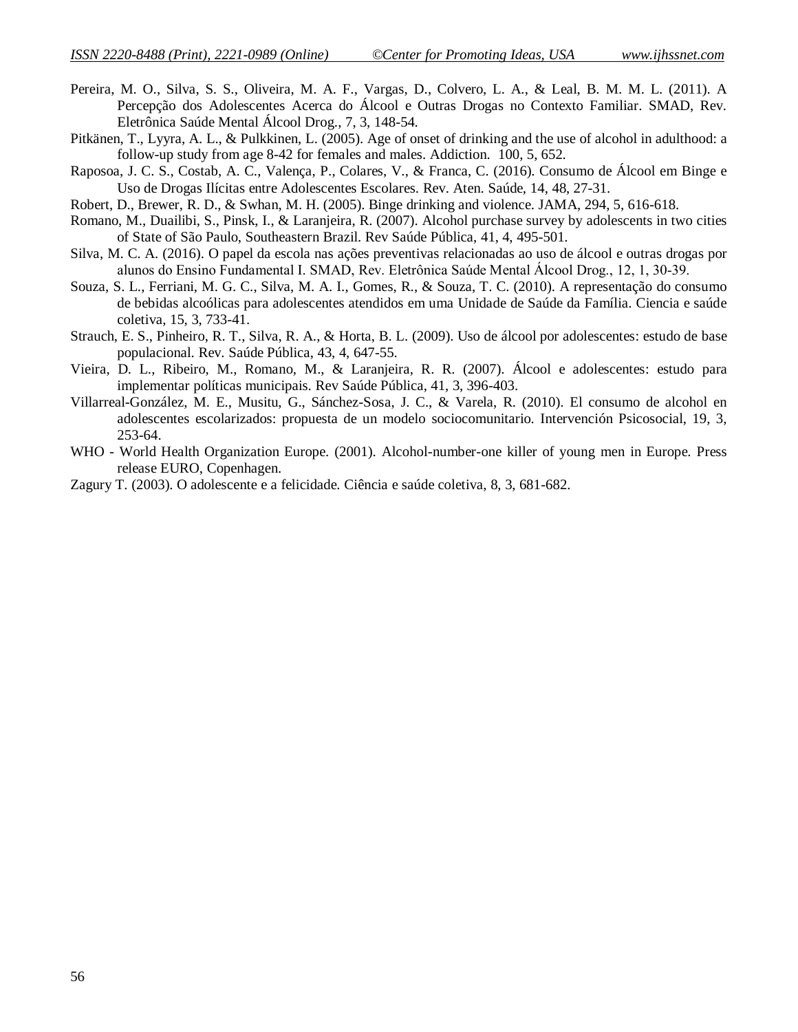Pereira, M. O., Silva, S. S., Oliveira, M. A. F., Vargas, D., Colvero, L. A., & Leal, B. M. M. L. (2011). A Percepção dos Adolescentes Acerca do Álcool e Outras Drogas no Contexto Familiar. SMAD, Rev. Eletrônica Saúde Mental Álcool Drog., 7, 3, 148-54.

Pitkänen, T., Lyyra, A. L., & Pulkkinen, L. (2005). Age of onset of drinking and the use of alcohol in adulthood: a follow-up study from age 8-42 for females and males. Addiction. 100, 5, 652.

Raposoa, J. C. S., Costab, A. C., Valença, P., Colares, V., & Franca, C. (2016). Consumo de Álcool em Binge e Uso de Drogas Ilícitas entre Adolescentes Escolares. Rev. Aten. Saúde, 14, 48, 27-31.

Robert, D., Brewer, R. D., & Swhan, M. H. (2005). Binge drinking and violence. JAMA, 294, 5, 616-618.

Romano, M., Duailibi, S., Pinsk, I., & Laranjeira, R. (2007). Alcohol purchase survey by adolescents in two cities of State of São Paulo, Southeastern Brazil. Rev Saúde Pública, 41, 4, 495-501.

Silva, M. C. A. (2016). O papel da escola nas ações preventivas relacionadas ao uso de álcool e outras drogas por alunos do Ensino Fundamental I. SMAD, Rev. Eletrônica Saúde Mental Álcool Drog., 12, 1, 30-39.

Souza, S. L., Ferriani, M. G. C., Silva, M. A. I., Gomes, R., & Souza, T. C. (2010). A representação do consumo de bebidas alcoólicas para adolescentes atendidos em uma Unidade de Saúde da Família. Ciencia e saúde coletiva, 15, 3, 733-41.

Strauch, E. S., Pinheiro, R. T., Silva, R. A., & Horta, B. L. (2009). Uso de álcool por adolescentes: estudo de base populacional. Rev. Saúde Pública, 43, 4, 647-55.

Vieira, D. L., Ribeiro, M., Romano, M., & Laranjeira, R. R. (2007). Álcool e adolescentes: estudo para implementar políticas municipais. Rev Saúde Pública, 41, 3, 396-403.

Villarreal-González, M. E., Musitu, G., Sánchez-Sosa, J. C., & Varela, R. (2010). El consumo de alcohol en adolescentes escolarizados: propuesta de un modelo sociocomunitario. Intervención Psicosocial, 19, 3, 253-64.

WHO - World Health Organization Europe. (2001). Alcohol-number-one killer of young men in Europe. Press release EURO, Copenhagen.

Zagury T. (2003). O adolescente e a felicidade. Ciência e saúde coletiva, 8, 3, 681-682.